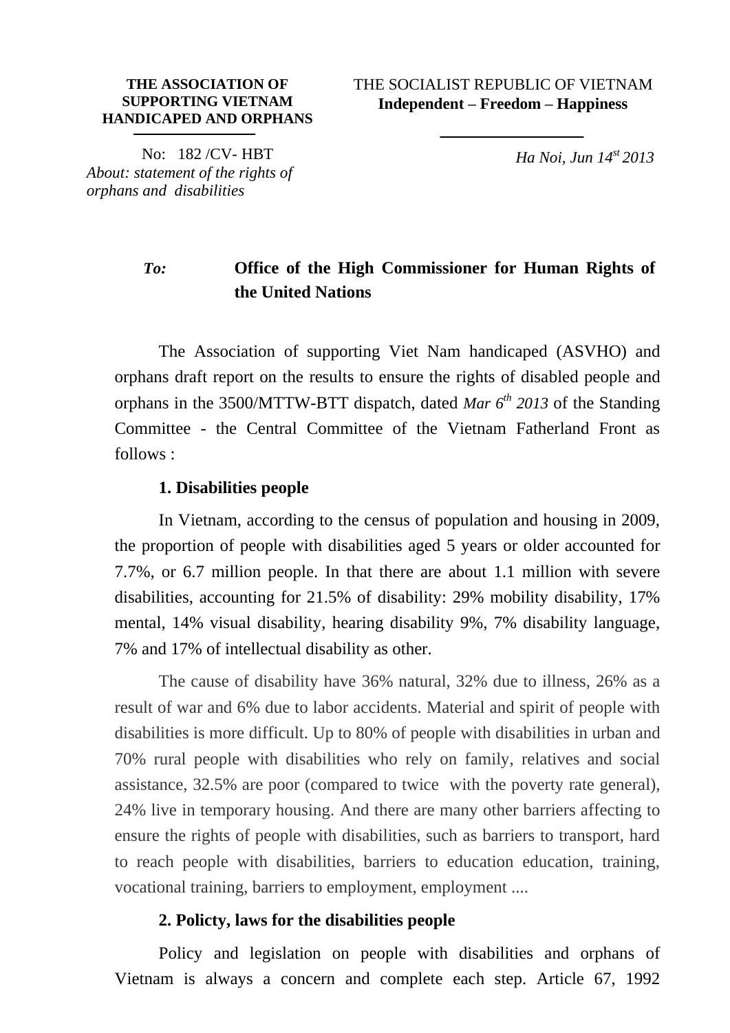**THE ASSOCIATION OF SUPPORTING VIETNAM HANDICAPED AND ORPHANS**

THE SOCIALIST REPUBLIC OF VIETNAM
**Independent – Freedom – Happiness**

No: 182 /CV- HBT
*About: statement of the rights of orphans and disabilities*

*Ha Noi, Jun 14st 2013*

*To:* **Office of the High Commissioner for Human Rights of the United Nations**

The Association of supporting Viet Nam handicaped (ASVHO) and orphans draft report on the results to ensure the rights of disabled people and orphans in the 3500/MTTW-BTT dispatch, dated *Mar 6th 2013* of the Standing Committee - the Central Committee of the Vietnam Fatherland Front as follows :

**1. Disabilities people**

In Vietnam, according to the census of population and housing in 2009, the proportion of people with disabilities aged 5 years or older accounted for 7.7%, or 6.7 million people. In that there are about 1.1 million with severe disabilities, accounting for 21.5% of disability: 29% mobility disability, 17% mental, 14% visual disability, hearing disability 9%, 7% disability language, 7% and 17% of intellectual disability as other.

The cause of disability have 36% natural, 32% due to illness, 26% as a result of war and 6% due to labor accidents. Material and spirit of people with disabilities is more difficult. Up to 80% of people with disabilities in urban and 70% rural people with disabilities who rely on family, relatives and social assistance, 32.5% are poor (compared to twice with the poverty rate general), 24% live in temporary housing. And there are many other barriers affecting to ensure the rights of people with disabilities, such as barriers to transport, hard to reach people with disabilities, barriers to education education, training, vocational training, barriers to employment, employment ....

**2. Policty, laws for the disabilities people**

Policy and legislation on people with disabilities and orphans of Vietnam is always a concern and complete each step. Article 67, 1992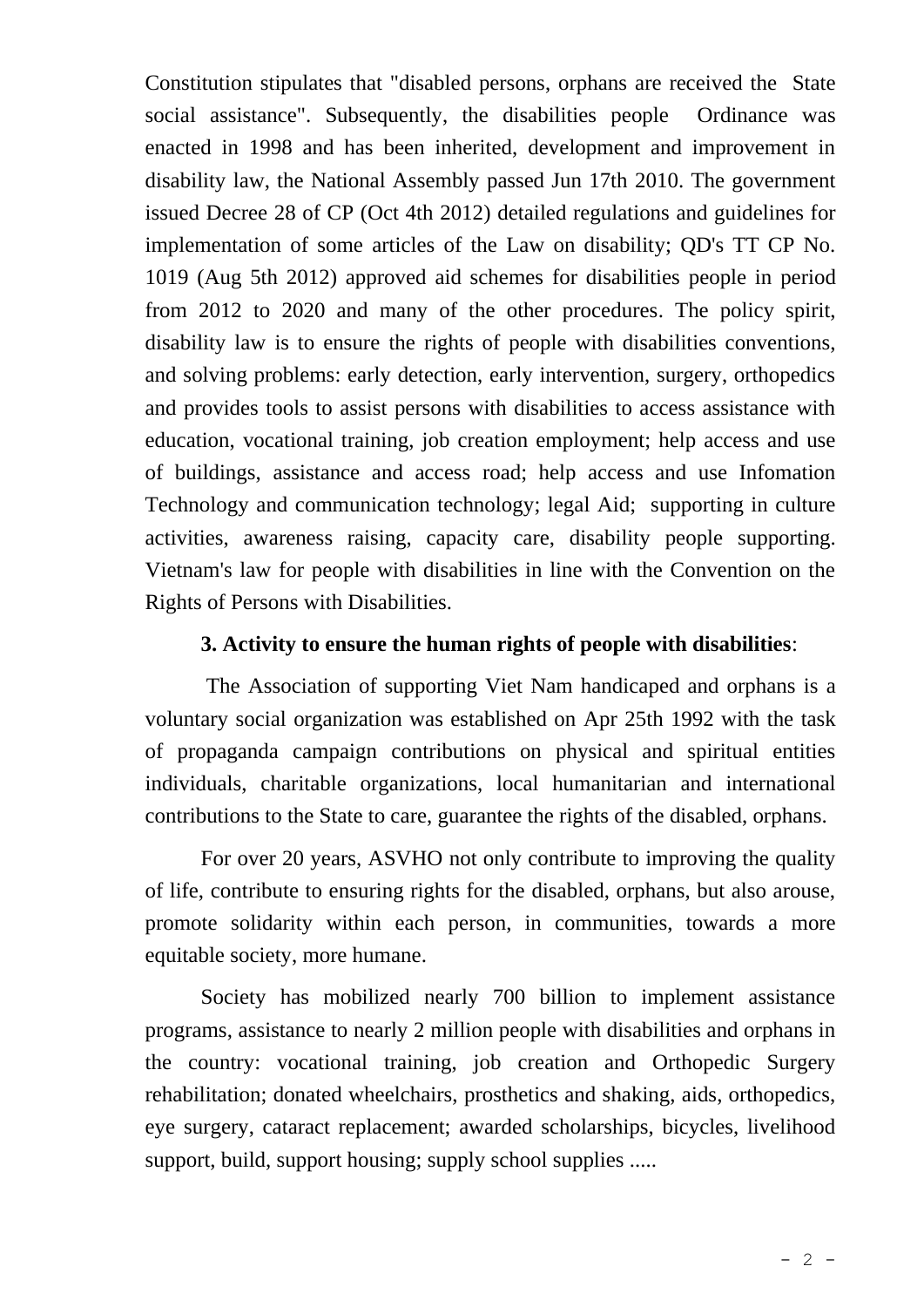Constitution stipulates that "disabled persons, orphans are received the State social assistance". Subsequently, the disabilities people Ordinance was enacted in 1998 and has been inherited, development and improvement in disability law, the National Assembly passed Jun 17th 2010. The government issued Decree 28 of CP (Oct 4th 2012) detailed regulations and guidelines for implementation of some articles of the Law on disability; QD's TT CP No. 1019 (Aug 5th 2012) approved aid schemes for disabilities people in period from 2012 to 2020 and many of the other procedures. The policy spirit, disability law is to ensure the rights of people with disabilities conventions, and solving problems: early detection, early intervention, surgery, orthopedics and provides tools to assist persons with disabilities to access assistance with education, vocational training, job creation employment; help access and use of buildings, assistance and access road; help access and use Infomation Technology and communication technology; legal Aid; supporting in culture activities, awareness raising, capacity care, disability people supporting. Vietnam's law for people with disabilities in line with the Convention on the Rights of Persons with Disabilities.

**3. Activity to ensure the human rights of people with disabilities**:

The Association of supporting Viet Nam handicaped and orphans is a voluntary social organization was established on Apr 25th 1992 with the task of propaganda campaign contributions on physical and spiritual entities individuals, charitable organizations, local humanitarian and international contributions to the State to care, guarantee the rights of the disabled, orphans.

For over 20 years, ASVHO not only contribute to improving the quality of life, contribute to ensuring rights for the disabled, orphans, but also arouse, promote solidarity within each person, in communities, towards a more equitable society, more humane.

Society has mobilized nearly 700 billion to implement assistance programs, assistance to nearly 2 million people with disabilities and orphans in the country: vocational training, job creation and Orthopedic Surgery rehabilitation; donated wheelchairs, prosthetics and shaking, aids, orthopedics, eye surgery, cataract replacement; awarded scholarships, bicycles, livelihood support, build, support housing; supply school supplies .....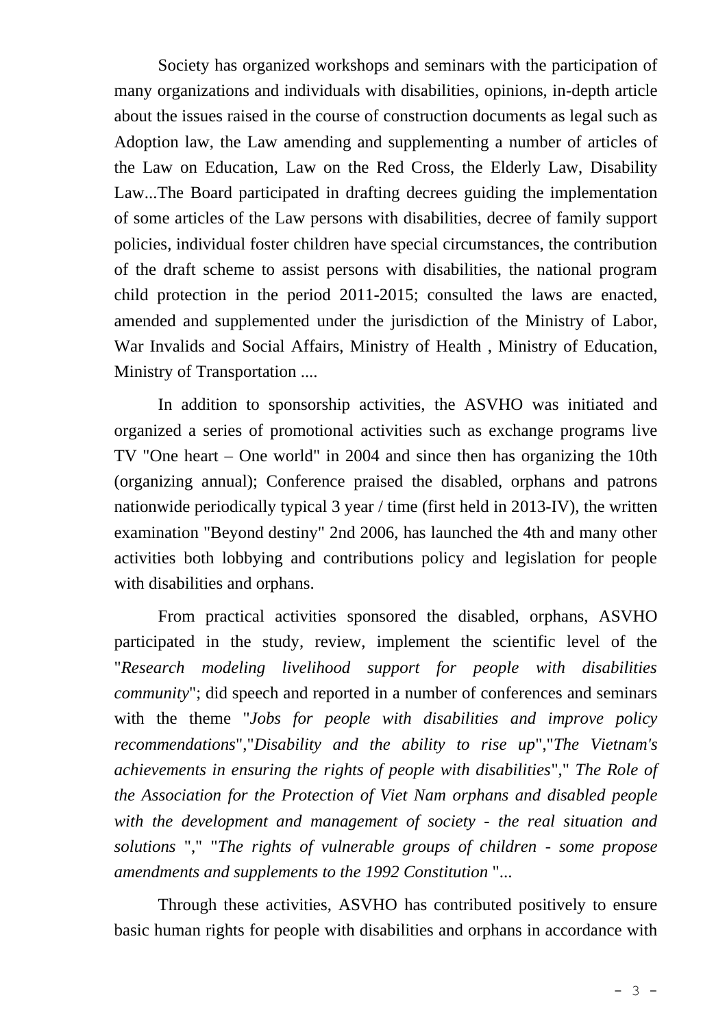Society has organized workshops and seminars with the participation of many organizations and individuals with disabilities, opinions, in-depth article about the issues raised in the course of construction documents as legal such as Adoption law, the Law amending and supplementing a number of articles of the Law on Education, Law on the Red Cross, the Elderly Law, Disability Law...The Board participated in drafting decrees guiding the implementation of some articles of the Law persons with disabilities, decree of family support policies, individual foster children have special circumstances, the contribution of the draft scheme to assist persons with disabilities, the national program child protection in the period 2011-2015; consulted the laws are enacted, amended and supplemented under the jurisdiction of the Ministry of Labor, War Invalids and Social Affairs, Ministry of Health , Ministry of Education, Ministry of Transportation ....

In addition to sponsorship activities, the ASVHO was initiated and organized a series of promotional activities such as exchange programs live TV "One heart – One world" in 2004 and since then has organizing the 10th (organizing annual); Conference praised the disabled, orphans and patrons nationwide periodically typical 3 year / time (first held in 2013-IV), the written examination "Beyond destiny" 2nd 2006, has launched the 4th and many other activities both lobbying and contributions policy and legislation for people with disabilities and orphans.

From practical activities sponsored the disabled, orphans, ASVHO participated in the study, review, implement the scientific level of the "*Research modeling livelihood support for people with disabilities community*"; did speech and reported in a number of conferences and seminars with the theme "*Jobs for people with disabilities and improve policy recommendations*","*Disability and the ability to rise up*","*The Vietnam's achievements in ensuring the rights of people with disabilities*"," *The Role of the Association for the Protection of Viet Nam orphans and disabled people with the development and management of society - the real situation and solutions* "," "*The rights of vulnerable groups of children - some propose amendments and supplements to the 1992 Constitution* "...

Through these activities, ASVHO has contributed positively to ensure basic human rights for people with disabilities and orphans in accordance with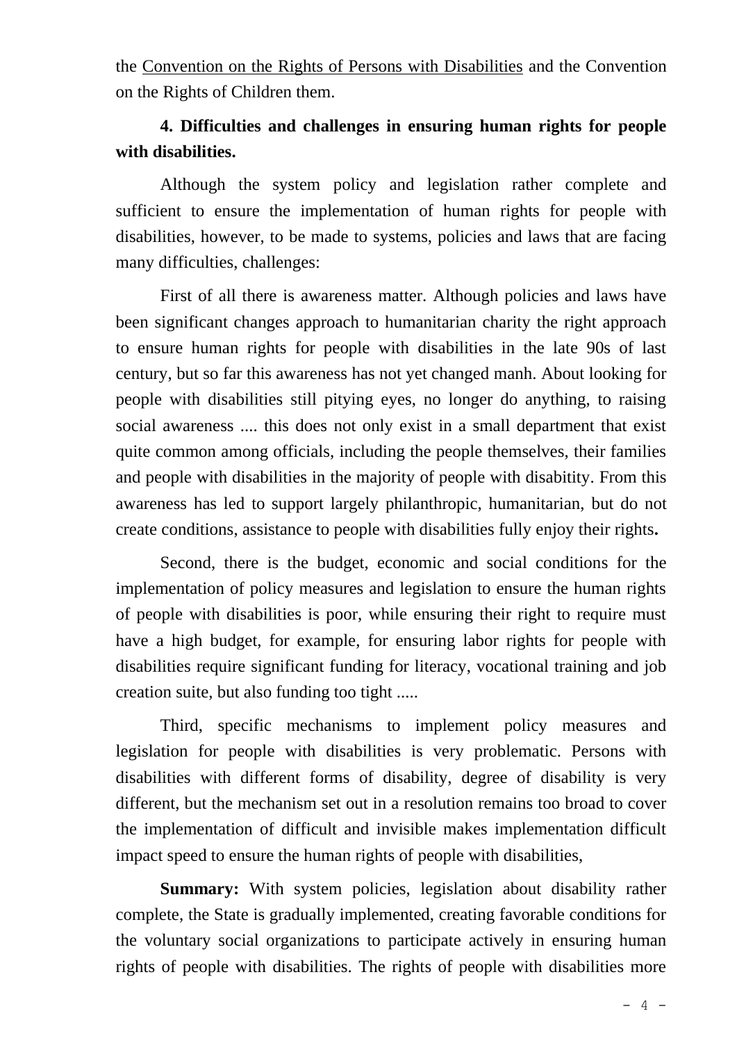the Convention on the Rights of Persons with Disabilities and the Convention on the Rights of Children them.

**4. Difficulties and challenges in ensuring human rights for people with disabilities.**

Although the system policy and legislation rather complete and sufficient to ensure the implementation of human rights for people with disabilities, however, to be made to systems, policies and laws that are facing many difficulties, challenges:

First of all there is awareness matter. Although policies and laws have been significant changes approach to humanitarian charity the right approach to ensure human rights for people with disabilities in the late 90s of last century, but so far this awareness has not yet changed manh. About looking for people with disabilities still pitying eyes, no longer do anything, to raising social awareness .... this does not only exist in a small department that exist quite common among officials, including the people themselves, their families and people with disabilities in the majority of people with disabitity. From this awareness has led to support largely philanthropic, humanitarian, but do not create conditions, assistance to people with disabilities fully enjoy their rights**.**

Second, there is the budget, economic and social conditions for the implementation of policy measures and legislation to ensure the human rights of people with disabilities is poor, while ensuring their right to require must have a high budget, for example, for ensuring labor rights for people with disabilities require significant funding for literacy, vocational training and job creation suite, but also funding too tight .....

Third, specific mechanisms to implement policy measures and legislation for people with disabilities is very problematic. Persons with disabilities with different forms of disability, degree of disability is very different, but the mechanism set out in a resolution remains too broad to cover the implementation of difficult and invisible makes implementation difficult impact speed to ensure the human rights of people with disabilities,

**Summary:** With system policies, legislation about disability rather complete, the State is gradually implemented, creating favorable conditions for the voluntary social organizations to participate actively in ensuring human rights of people with disabilities. The rights of people with disabilities more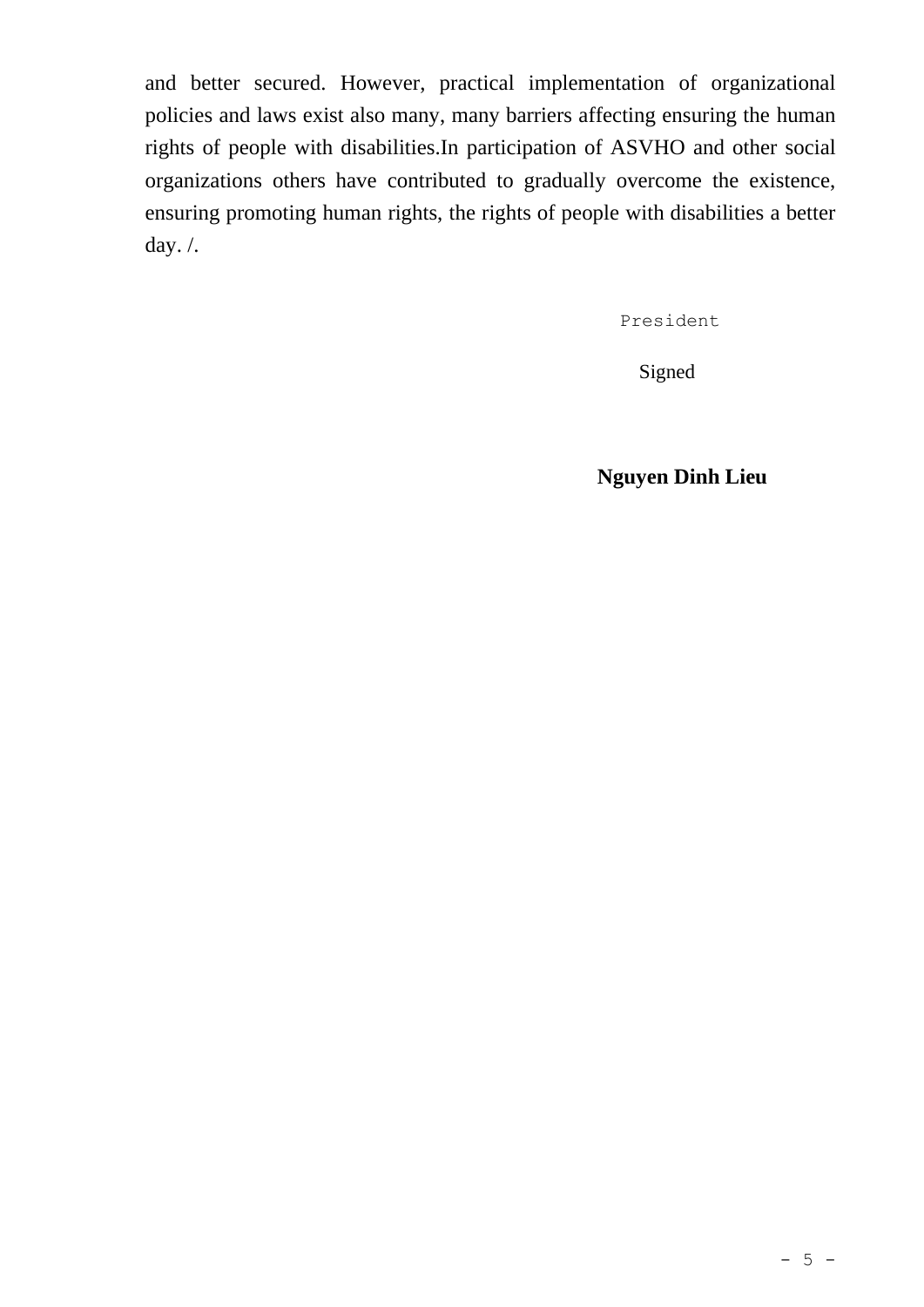and better secured. However, practical implementation of organizational policies and laws exist also many, many barriers affecting ensuring the human rights of people with disabilities.In participation of ASVHO and other social organizations others have contributed to gradually overcome the existence, ensuring promoting human rights, the rights of people with disabilities a better day. /.

President

Signed

**Nguyen Dinh Lieu**